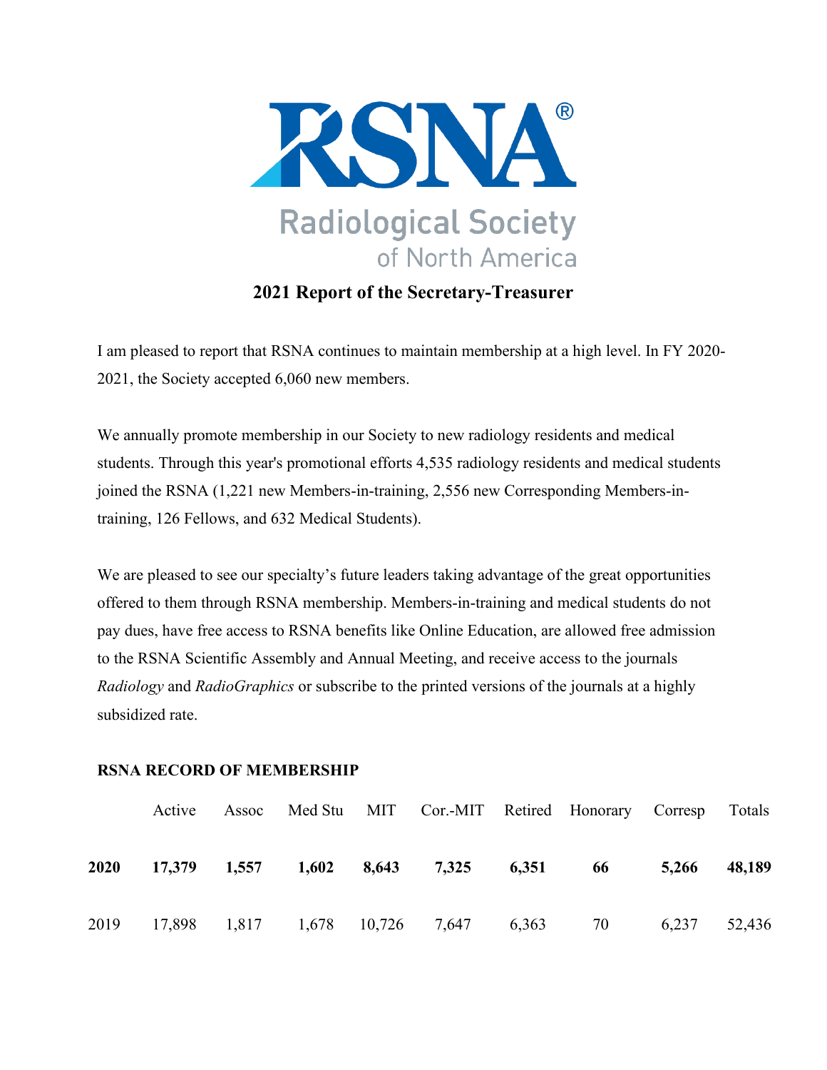# RSNA®

## Radiological Society of North America

## 2021 Report of the Secretary-Treasurer

I am pleased to report that RSNA continues to maintain membership at a high level. In FY 2020-2021, the Society accepted 6,060 new members.

We annually promote membership in our Society to new radiology residents and medical students. Through this year's promotional efforts 4,535 radiology residents and medical students joined the RSNA (1,221 new Members-in-training, 2,556 new Corresponding Members-in-training, 126 Fellows, and 632 Medical Students).

We are pleased to see our specialty's future leaders taking advantage of the great opportunities offered to them through RSNA membership. Members-in-training and medical students do not pay dues, have free access to RSNA benefits like Online Education, are allowed free admission to the RSNA Scientific Assembly and Annual Meeting, and receive access to the journals *Radiology* and *RadioGraphics* or subscribe to the printed versions of the journals at a highly subsidized rate.

**RSNA RECORD OF MEMBERSHIP**

| | Active | Assoc | Med Stu | MIT | Cor.-MIT | Retired | Honorary | Corresp | Totals |
|---|---|---|---|---|---|---|---|---|---|
| **2020** | **17,379** | **1,557** | **1,602** | **8,643** | **7,325** | **6,351** | **66** | **5,266** | **48,189** |
| 2019 | 17,898 | 1,817 | 1,678 | 10,726 | 7,647 | 6,363 | 70 | 6,237 | 52,436 |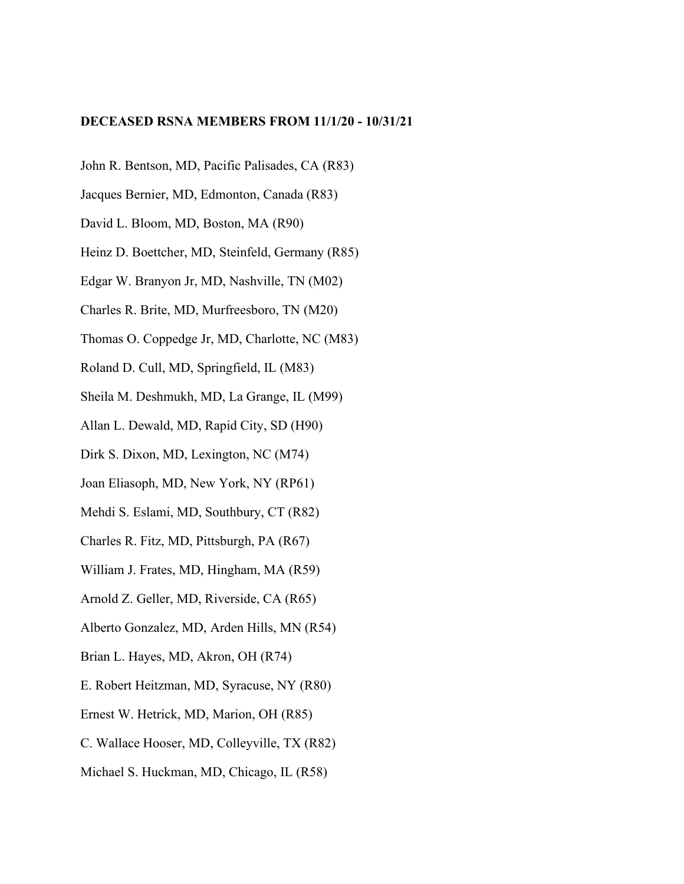**DECEASED RSNA MEMBERS FROM 11/1/20 - 10/31/21**

John R. Bentson, MD, Pacific Palisades, CA (R83)

Jacques Bernier, MD, Edmonton, Canada (R83)

David L. Bloom, MD, Boston, MA (R90)

Heinz D. Boettcher, MD, Steinfeld, Germany (R85)

Edgar W. Branyon Jr, MD, Nashville, TN (M02)

Charles R. Brite, MD, Murfreesboro, TN (M20)

Thomas O. Coppedge Jr, MD, Charlotte, NC (M83)

Roland D. Cull, MD, Springfield, IL (M83)

Sheila M. Deshmukh, MD, La Grange, IL (M99)

Allan L. Dewald, MD, Rapid City, SD (H90)

Dirk S. Dixon, MD, Lexington, NC (M74)

Joan Eliasoph, MD, New York, NY (RP61)

Mehdi S. Eslami, MD, Southbury, CT (R82)

Charles R. Fitz, MD, Pittsburgh, PA (R67)

William J. Frates, MD, Hingham, MA (R59)

Arnold Z. Geller, MD, Riverside, CA (R65)

Alberto Gonzalez, MD, Arden Hills, MN (R54)

Brian L. Hayes, MD, Akron, OH (R74)

E. Robert Heitzman, MD, Syracuse, NY (R80)

Ernest W. Hetrick, MD, Marion, OH (R85)

C. Wallace Hooser, MD, Colleyville, TX (R82)

Michael S. Huckman, MD, Chicago, IL (R58)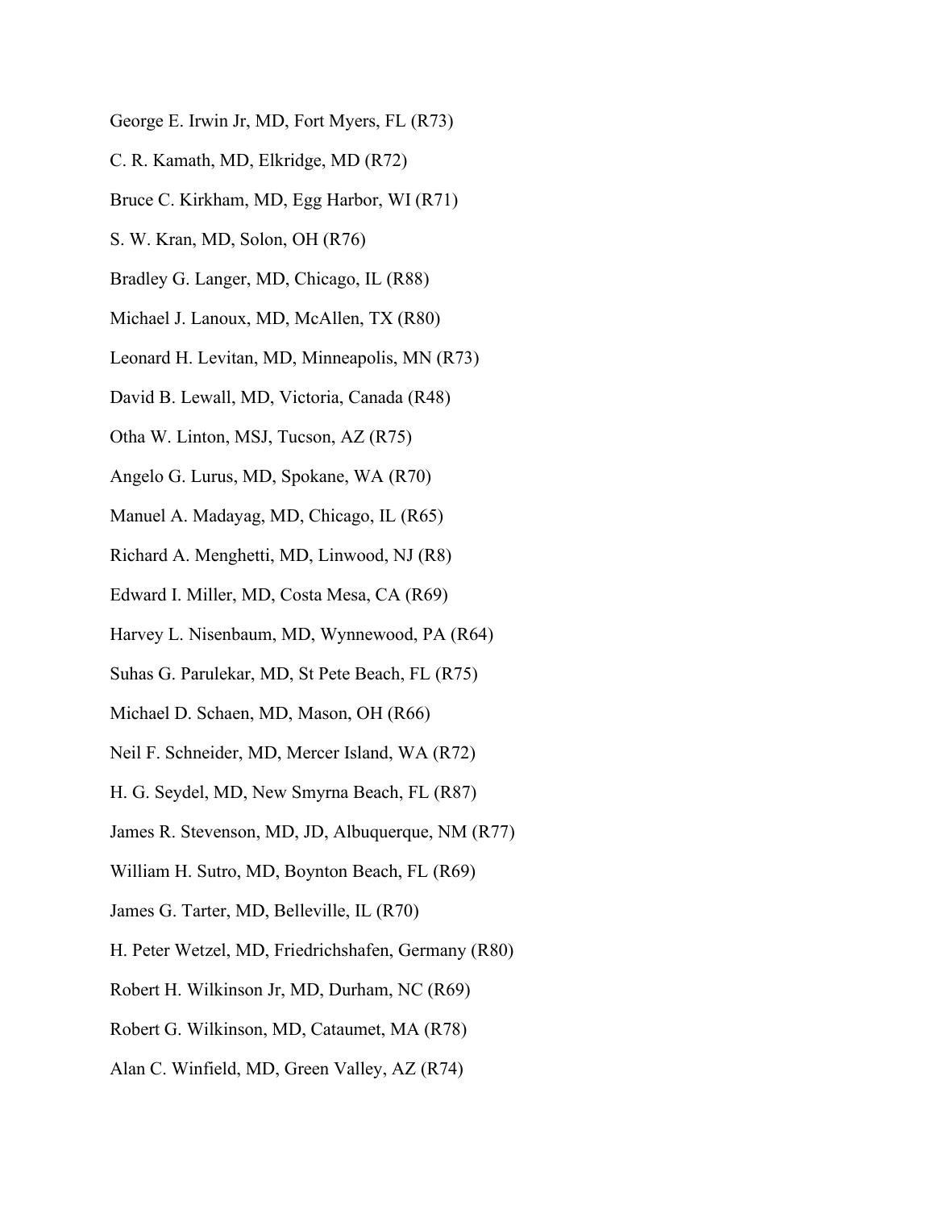George E. Irwin Jr, MD, Fort Myers, FL (R73)

C. R. Kamath, MD, Elkridge, MD (R72)

Bruce C. Kirkham, MD, Egg Harbor, WI (R71)

S. W. Kran, MD, Solon, OH (R76)

Bradley G. Langer, MD, Chicago, IL (R88)

Michael J. Lanoux, MD, McAllen, TX (R80)

Leonard H. Levitan, MD, Minneapolis, MN (R73)

David B. Lewall, MD, Victoria, Canada (R48)

Otha W. Linton, MSJ, Tucson, AZ (R75)

Angelo G. Lurus, MD, Spokane, WA (R70)

Manuel A. Madayag, MD, Chicago, IL (R65)

Richard A. Menghetti, MD, Linwood, NJ (R8)

Edward I. Miller, MD, Costa Mesa, CA (R69)

Harvey L. Nisenbaum, MD, Wynnewood, PA (R64)

Suhas G. Parulekar, MD, St Pete Beach, FL (R75)

Michael D. Schaen, MD, Mason, OH (R66)

Neil F. Schneider, MD, Mercer Island, WA (R72)

H. G. Seydel, MD, New Smyrna Beach, FL (R87)

James R. Stevenson, MD, JD, Albuquerque, NM (R77)

William H. Sutro, MD, Boynton Beach, FL (R69)

James G. Tarter, MD, Belleville, IL (R70)

H. Peter Wetzel, MD, Friedrichshafen, Germany (R80)

Robert H. Wilkinson Jr, MD, Durham, NC (R69)

Robert G. Wilkinson, MD, Cataumet, MA (R78)

Alan C. Winfield, MD, Green Valley, AZ (R74)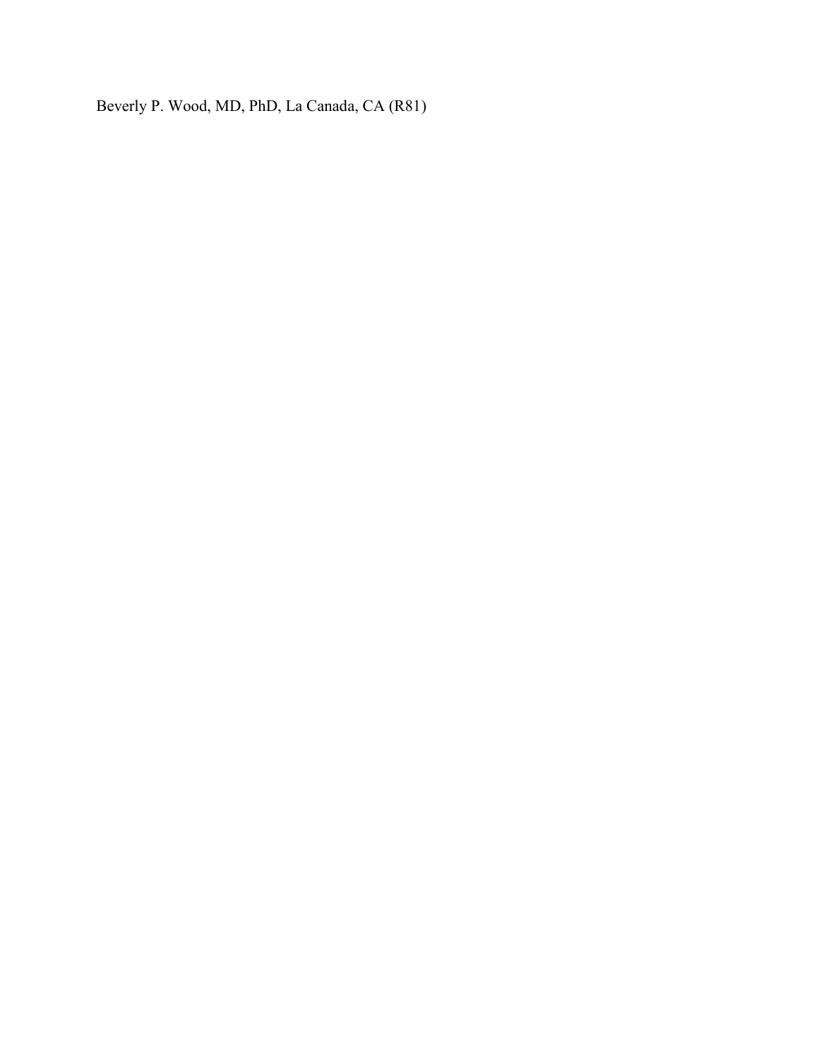Beverly P. Wood, MD, PhD, La Canada, CA (R81)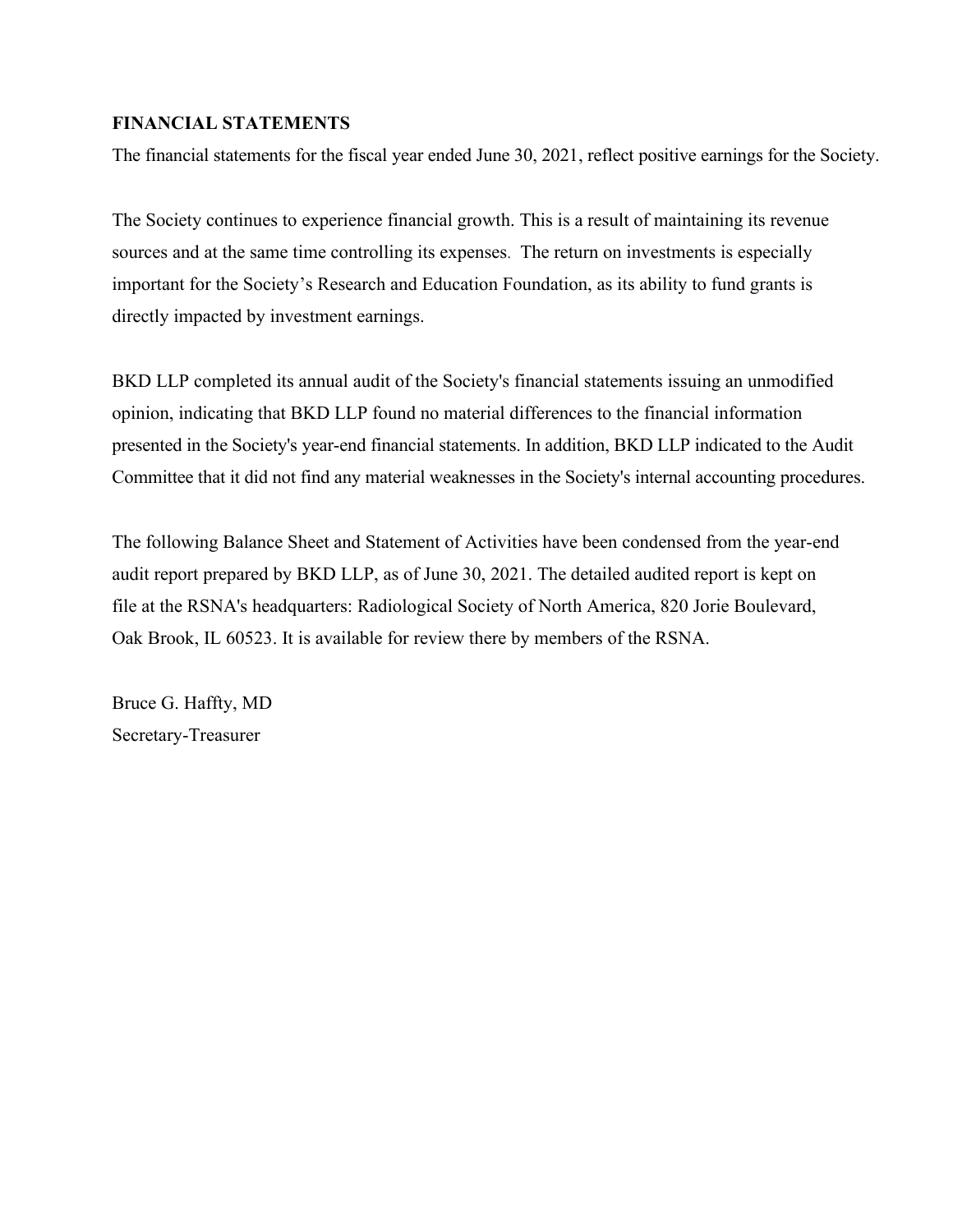**FINANCIAL STATEMENTS**

The financial statements for the fiscal year ended June 30, 2021, reflect positive earnings for the Society.

The Society continues to experience financial growth. This is a result of maintaining its revenue sources and at the same time controlling its expenses. The return on investments is especially important for the Society's Research and Education Foundation, as its ability to fund grants is directly impacted by investment earnings.

BKD LLP completed its annual audit of the Society's financial statements issuing an unmodified opinion, indicating that BKD LLP found no material differences to the financial information presented in the Society's year-end financial statements. In addition, BKD LLP indicated to the Audit Committee that it did not find any material weaknesses in the Society's internal accounting procedures.

The following Balance Sheet and Statement of Activities have been condensed from the year-end audit report prepared by BKD LLP, as of June 30, 2021. The detailed audited report is kept on file at the RSNA's headquarters: Radiological Society of North America, 820 Jorie Boulevard, Oak Brook, IL 60523. It is available for review there by members of the RSNA.

Bruce G. Haffty, MD
Secretary-Treasurer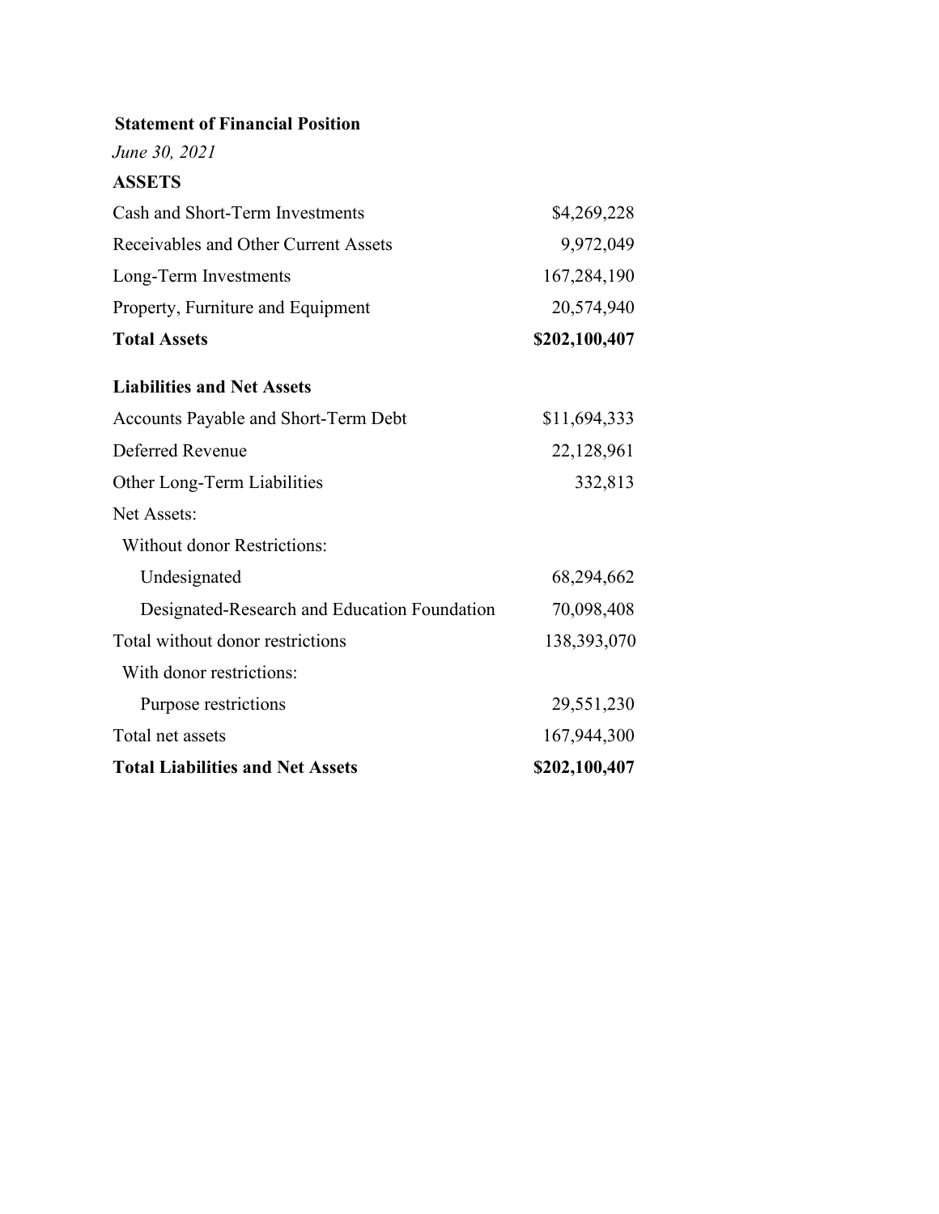**Statement of Financial Position**

*June 30, 2021*

| **ASSETS** | |
|---|---|
| Cash and Short-Term Investments | $4,269,228 |
| Receivables and Other Current Assets | 9,972,049 |
| Long-Term Investments | 167,284,190 |
| Property, Furniture and Equipment | 20,574,940 |
| **Total Assets** | **$202,100,407** |
| | |
| **Liabilities and Net Assets** | |
| Accounts Payable and Short-Term Debt | $11,694,333 |
| Deferred Revenue | 22,128,961 |
| Other Long-Term Liabilities | 332,813 |
| Net Assets: | |
| Without donor Restrictions: | |
| Undesignated | 68,294,662 |
| Designated-Research and Education Foundation | 70,098,408 |
| Total without donor restrictions | 138,393,070 |
| With donor restrictions: | |
| Purpose restrictions | 29,551,230 |
| Total net assets | 167,944,300 |
| **Total Liabilities and Net Assets** | **$202,100,407** |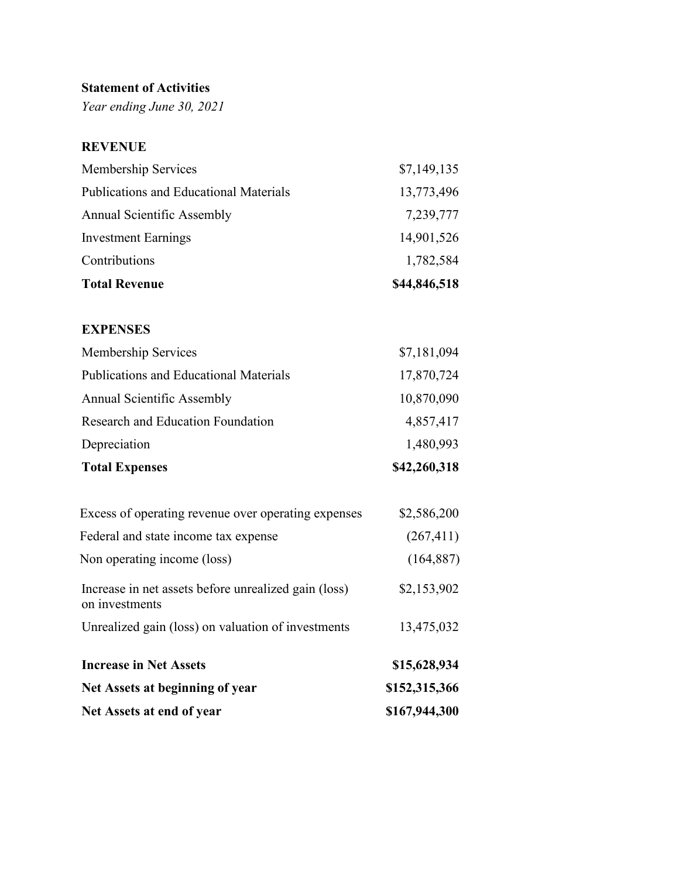**Statement of Activities**

*Year ending June 30, 2021*

| **REVENUE** | |
|---|---|
| Membership Services | $7,149,135 |
| Publications and Educational Materials | 13,773,496 |
| Annual Scientific Assembly | 7,239,777 |
| Investment Earnings | 14,901,526 |
| Contributions | 1,782,584 |
| **Total Revenue** | **$44,846,518** |

| **EXPENSES** | |
|---|---|
| Membership Services | $7,181,094 |
| Publications and Educational Materials | 17,870,724 |
| Annual Scientific Assembly | 10,870,090 |
| Research and Education Foundation | 4,857,417 |
| Depreciation | 1,480,993 |
| **Total Expenses** | **$42,260,318** |

| | |
|---|---|
| Excess of operating revenue over operating expenses | $2,586,200 |
| Federal and state income tax expense | (267,411) |
| Non operating income (loss) | (164,887) |
| Increase in net assets before unrealized gain (loss) on investments | $2,153,902 |
| Unrealized gain (loss) on valuation of investments | 13,475,032 |
| **Increase in Net Assets** | **$15,628,934** |
| **Net Assets at beginning of year** | **$152,315,366** |
| **Net Assets at end of year** | **$167,944,300** |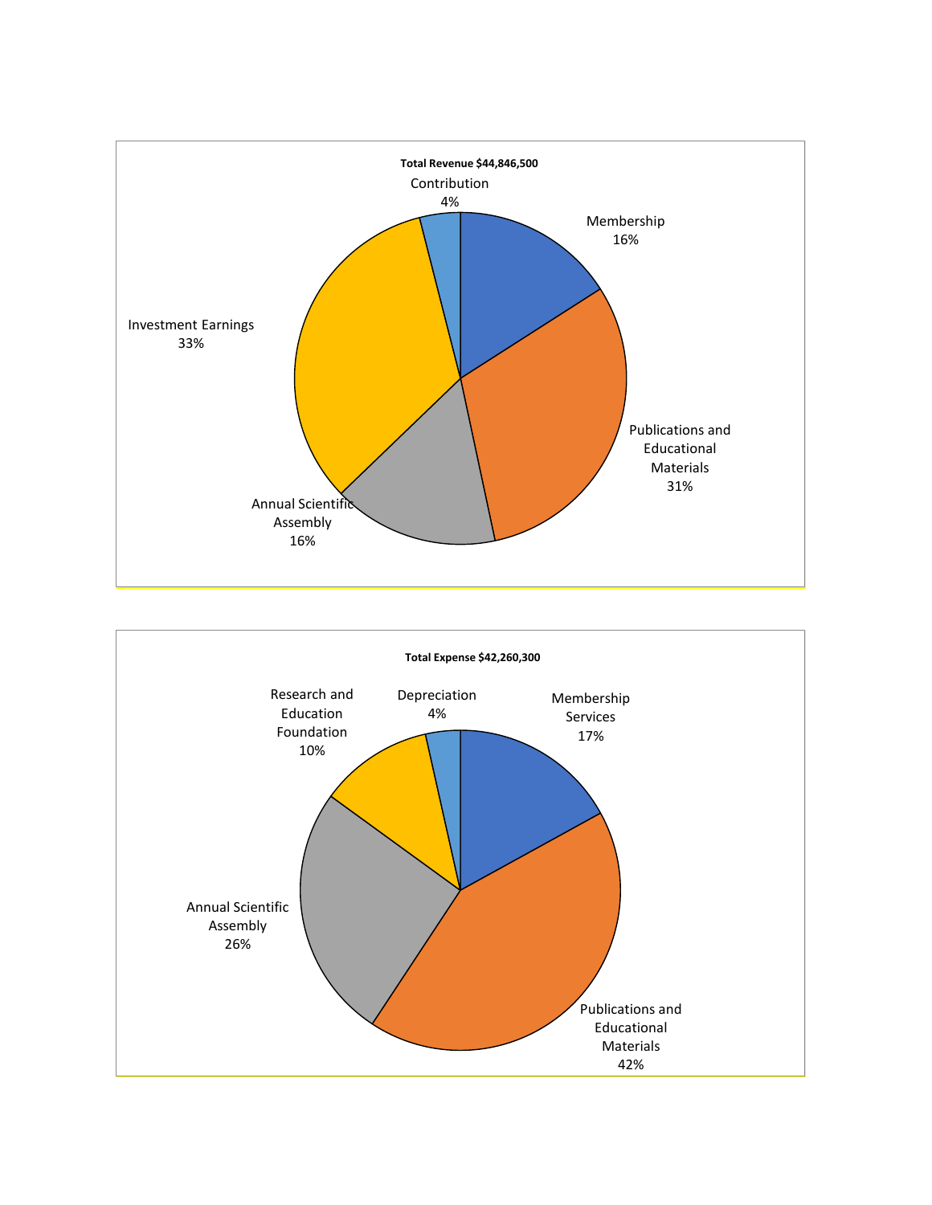**Total Revenue $44,846,500**

Contribution
4%

Membership
16%

Publications and Educational Materials
31%

Annual Scientific Assembly
16%

Investment Earnings
33%

**Total Expense $42,260,300**

Research and Education Foundation
10%

Depreciation
4%

Membership Services
17%

Annual Scientific Assembly
26%

Publications and Educational Materials
42%